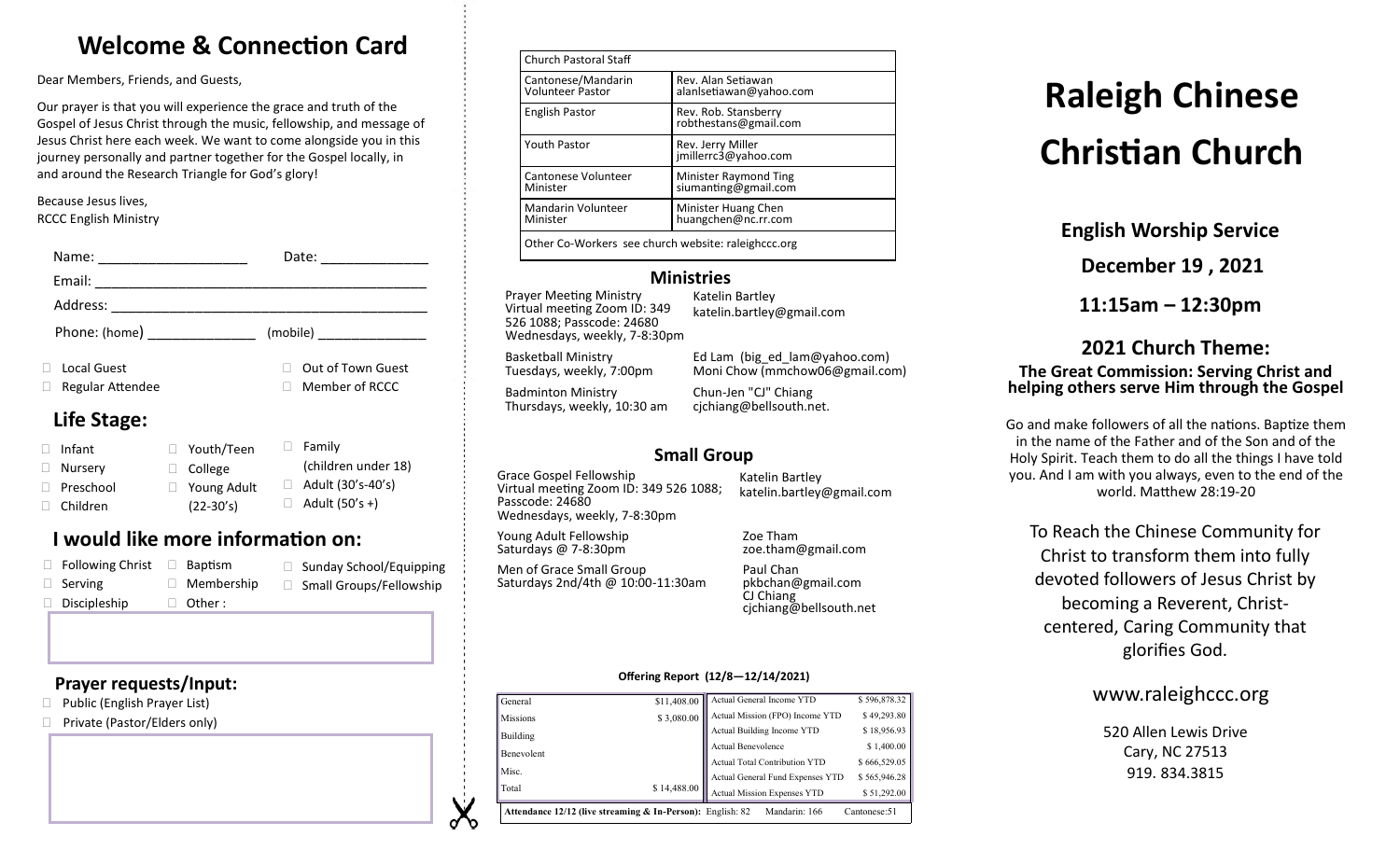# Welcome & Connection Card

Dear Members, Friends, and Guests,

Our prayer is that you will experience the grace and truth of the Gospel of Jesus Christ through the music, fellowship, and message of Jesus Christ here each week. We want to come alongside you in this journey personally and partner together for the Gospel locally, in and around the Research Triangle for God's glory!

Because Jesus lives,
RCCC English Ministry

Name: ___________________ Date: _____________

Email: ___________________________________________

Address: _________________________________________

Phone: (home) ______________ (mobile) ______________

- ☐ Local Guest
- ☐ Out of Town Guest
- ☐ Regular Attendee
- ☐ Member of RCCC

## Life Stage:

- ☐ Infant
- ☐ Nursery
- ☐ Preschool
- ☐ Children
- ☐ Youth/Teen
- ☐ College
- ☐ Young Adult (22-30's)
- ☐ Family (children under 18)
- ☐ Adult (30's-40's)
- ☐ Adult (50's +)

## I would like more information on:

- ☐ Following Christ
- ☐ Serving
- ☐ Discipleship
- ☐ Baptism
- ☐ Membership
- ☐ Other :
- ☐ Sunday School/Equipping
- ☐ Small Groups/Fellowship

## Prayer requests/Input:

- ☐ Public (English Prayer List)
- ☐ Private (Pastor/Elders only)

| Church Pastoral Staff | |
|---|---|
| Cantonese/Mandarin Volunteer Pastor | Rev. Alan Setiawan alanlsetiawan@yahoo.com |
| English Pastor | Rev. Rob. Stansberry robthestans@gmail.com |
| Youth Pastor | Rev. Jerry Miller jmillerrc3@yahoo.com |
| Cantonese Volunteer Minister | Minister Raymond Ting siumanting@gmail.com |
| Mandarin Volunteer Minister | Minister Huang Chen huangchen@nc.rr.com |
| Other Co-Workers see church website: raleighccc.org | |

## Ministries

| | |
|---|---|
| Prayer Meeting Ministry<br>Virtual meeting Zoom ID: 349 526 1088; Passcode: 24680<br>Wednesdays, weekly, 7-8:30pm | Katelin Bartley<br>katelin.bartley@gmail.com |
| Basketball Ministry<br>Tuesdays, weekly, 7:00pm | Ed Lam (big_ed_lam@yahoo.com)<br>Moni Chow (mmchow06@gmail.com) |
| Badminton Ministry<br>Thursdays, weekly, 10:30 am | Chun-Jen "CJ" Chiang<br>cjchiang@bellsouth.net. |

## Small Group

| | |
|---|---|
| Grace Gospel Fellowship<br>Virtual meeting Zoom ID: 349 526 1088; Passcode: 24680<br>Wednesdays, weekly, 7-8:30pm | Katelin Bartley<br>katelin.bartley@gmail.com |
| Young Adult Fellowship<br>Saturdays @ 7-8:30pm | Zoe Tham<br>zoe.tham@gmail.com |
| Men of Grace Small Group<br>Saturdays 2nd/4th @ 10:00-11:30am | Paul Chan<br>pkbchan@gmail.com<br>CJ Chiang<br>cjchiang@bellsouth.net |

**Offering Report (12/8—12/14/2021)**

| | | | |
|---|---|---|---|
| General | $11,408.00 | Actual General Income YTD | $ 596,878.32 |
| Missions | $ 3,080.00 | Actual Mission (FPO) Income YTD | $ 49,293.80 |
| Building | | Actual Building Income YTD | $ 18,956.93 |
| Benevolent | | Actual Benevolence | $ 1,400.00 |
| Misc. | | Actual Total Contribution YTD | $ 666,529.05 |
| | | Actual General Fund Expenses YTD | $ 565,946.28 |
| Total | $ 14,488.00 | Actual Mission Expenses YTD | $ 51,292.00 |

**Attendance 12/12 (live streaming & In-Person):** English: 82 Mandarin: 166 Cantonese:51

# Raleigh Chinese Christian Church

### English Worship Service

### December 19 , 2021

### 11:15am – 12:30pm

### 2021 Church Theme:

**The Great Commission: Serving Christ and helping others serve Him through the Gospel**

Go and make followers of all the nations. Baptize them in the name of the Father and of the Son and of the Holy Spirit. Teach them to do all the things I have told you. And I am with you always, even to the end of the world. Matthew 28:19-20

To Reach the Chinese Community for Christ to transform them into fully devoted followers of Jesus Christ by becoming a Reverent, Christ-centered, Caring Community that glorifies God.

www.raleighccc.org

520 Allen Lewis Drive
Cary, NC 27513
919. 834.3815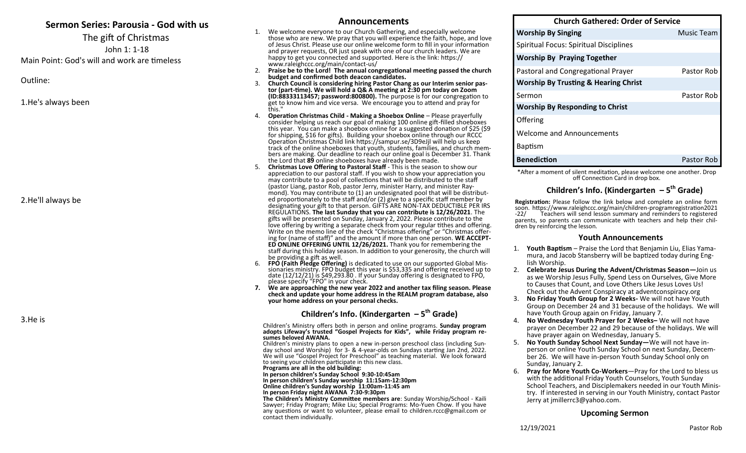## Sermon Series: Parousia - God with us

The gift of Christmas

John 1: 1-18

Main Point: God's will and work are timeless

Outline:

1.He's always been

2.He'll always be

3.He is

## Announcements

1. We welcome everyone to our Church Gathering, and especially welcome those who are new. We pray that you will experience the faith, hope, and love of Jesus Christ. Please use our online welcome form to fill in your information and prayer requests, OR just speak with one of our church leaders. We are happy to get you connected and supported. Here is the link: https://www.raleighccc.org/main/contact-us/
2. **Praise be to the Lord! The annual congregational meeting passed the church budget and confirmed both deacon candidates.**
3. **Church Council is considering hiring Pastor Chang as our Interim senior pastor (part-time). We will hold a Q& A meeting at 2:30 pm today on Zoom (ID:88333113457; password:800800).** The purpose is for our congregation to get to know him and vice versa. We encourage you to attend and pray for this."
4. **Operation Christmas Child - Making a Shoebox Online** – Please prayerfully consider helping us reach our goal of making 100 online gift-filled shoeboxes this year. You can make a shoebox online for a suggested donation of $25 ($9 for shipping, $16 for gifts). Building your shoebox online through our RCCC Operation Christmas Child link https://sampur.se/3D9eJjl will help us keep track of the online shoeboxes that youth, students, families, and church members are making. Our deadline to reach our online goal is December 31. Thank the Lord that **89** online shoeboxes have already been made.
5. **Christmas Love Offering to Pastoral Staff** - This is the season to show our appreciation to our pastoral staff. If you wish to show your appreciation you may contribute to a pool of collections that will be distributed to the staff (pastor Liang, pastor Rob, pastor Jerry, minister Harry, and minister Raymond). You may contribute to (1) an undesignated pool that will be distributed proportionately to the staff and/or (2) give to a specific staff member by designating your gift to that person. GIFTS ARE NON-TAX DEDUCTIBLE PER IRS REGULATIONS. **The last Sunday that you can contribute is 12/26/2021**. The gifts will be presented on Sunday, January 2, 2022. Please contribute to the love offering by writing a separate check from your regular tithes and offering. Write on the memo line of the check "Christmas offering" or "Christmas offering for (name of staff)" and the amount if more than one person. **WE ACCEPTED ONLINE OFFERING UNTIL 12/26/2021.** Thank you for remembering the staff during this holiday season. In addition to your generosity, the church will be providing a gift as well.
6. **FPO (Faith Pledge Offering)** is dedicated to use on our supported Global Missionaries ministry. FPO budget this year is $53,335 and offering received up to date (12/12/21) is $49,293.80 . If your Sunday offering is designated to FPO, please specify "FPO" in your check.
7. **We are approaching the new year 2022 and another tax filing season. Please check and update your home address in the REALM program database, also your home address on your personal checks.**

### Children's Info. (Kindergarten – 5th Grade)

Children's Ministry offers both in person and online programs. **Sunday program adopts Lifeway's trusted "Gospel Projects for Kids", while Friday program resumes beloved AWANA.**

Children's ministry plans to open a new in-person preschool class (including Sunday school and Worship) for 3- & 4-year-olds on Sundays starting Jan 2nd, 2022. We will use "Gospel Project for Preschool" as teaching material. We look forward to seeing your children participate in this new class.

**Programs are all in the old building:**
**In person children's Sunday School 9:30-10:45am**
**In person children's Sunday worship 11:15am-12:30pm**
**Online children's Sunday worship 11:00am-11:45 am**
**In person Friday night AWANA 7:30-9:30pm**

**The Children's Ministry Committee members are**: Sunday Worship/School - Kaili Sawyer; Friday Program; Mike Liu; Special Programs: Mo-Yuen Chow. If you have any questions or want to volunteer, please email to children.rccc@gmail.com or contact them individually.

| Church Gathered: Order of Service | |
|---|---|
| **Worship By Singing** | Music Team |
| Spiritual Focus: Spiritual Disciplines | |
| **Worship By Praying Together** | |
| Pastoral and Congregational Prayer | Pastor Rob |
| **Worship By Trusting & Hearing Christ** | |
| Sermon | Pastor Rob |
| **Worship By Responding to Christ** | |
| Offering | |
| Welcome and Announcements | |
| Baptism | |
| **Benediction** | Pastor Rob |

*After a moment of silent meditation, please welcome one another. Drop off Connection Card in drop box.

### Children's Info. (Kindergarten – 5th Grade)

**Registration:** Please follow the link below and complete an online form soon. https://www.raleighccc.org/main/children-programregistration2021-22/ Teachers will send lesson summary and reminders to registered parents, so parents can communicate with teachers and help their children by reinforcing the lesson.

### Youth Announcements

1. **Youth Baptism** – Praise the Lord that Benjamin Liu, Elias Yamamura, and Jacob Stansberry will be baptized today during English Worship.
2. **Celebrate Jesus During the Advent/Christmas Season—**Join us as we Worship Jesus Fully, Spend Less on Ourselves, Give More to Causes that Count, and Love Others Like Jesus Loves Us! Check out the Advent Conspiracy at adventconspiracy.org
3. **No Friday Youth Group for 2 Weeks-** We will not have Youth Group on December 24 and 31 because of the holidays. We will have Youth Group again on Friday, January 7.
4. **No Wednesday Youth Prayer for 2 Weeks–** We will not have prayer on December 22 and 29 because of the holidays. We will have prayer again on Wednesday, January 5.
5. **No Youth Sunday School Next Sunday—**We will not have in-person or online Youth Sunday School on next Sunday, December 26. We will have in-person Youth Sunday School only on Sunday, January 2.
6. **Pray for More Youth Co-Workers**—Pray for the Lord to bless us with the additional Friday Youth Counselors, Youth Sunday School Teachers, and Disciplemakers needed in our Youth Ministry. If interested in serving in our Youth Ministry, contact Pastor Jerry at jmillerrc3@yahoo.com.

### Upcoming Sermon

12/19/2021 Pastor Rob